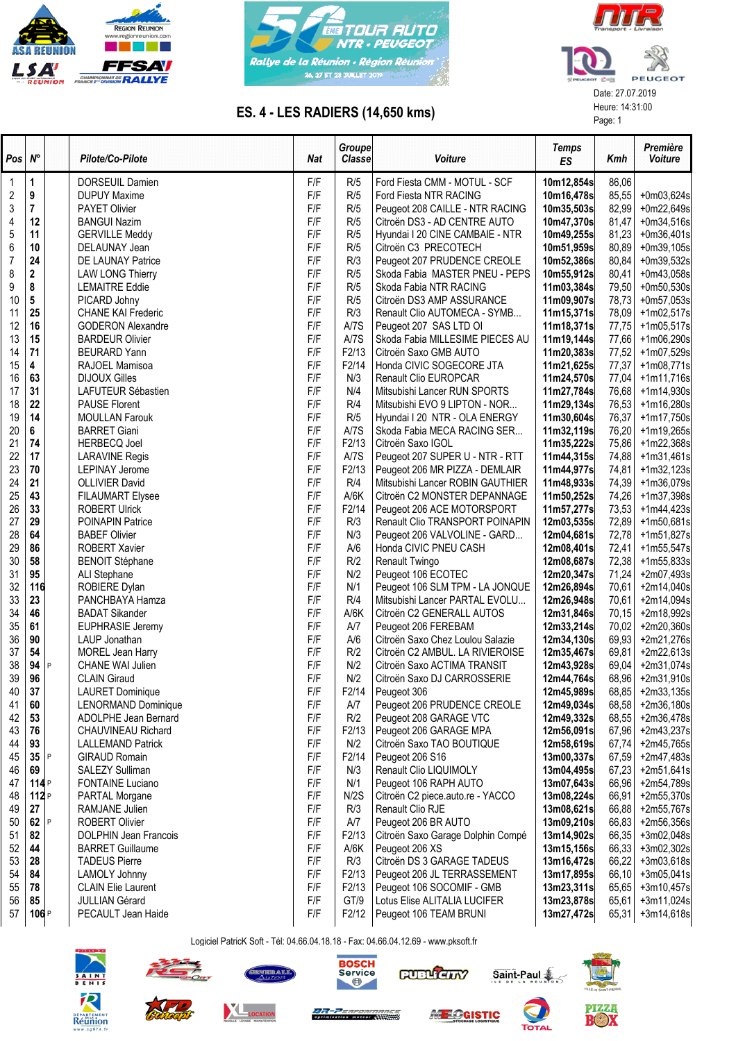# ES. 4 - LES RADIERS (14,650 kms)

Date: 27.07.2019
Heure: 14:31:00

| Pos | N° | | Pilote/Co-Pilote | Nat | Groupe Classe | Voiture | Temps ES | Kmh | Première Voiture |
|---|---|---|---|---|---|---|---|---|---|
| 1 | 1 | | DORSEUIL Damien | F/F | R/5 | Ford Fiesta CMM - MOTUL - SCF | 10m12,854s | 86,06 | |
| 2 | 9 | | DUPUY Maxime | F/F | R/5 | Ford Fiesta NTR RACING | 10m16,478s | 85,55 | +0m03,624s |
| 3 | 7 | | PAYET Olivier | F/F | R/5 | Peugeot 208 CAILLE - NTR RACING | 10m35,503s | 82,99 | +0m22,649s |
| 4 | 12 | | BANGUI Nazim | F/F | R/5 | Citroën DS3 - AD CENTRE AUTO | 10m47,370s | 81,47 | +0m34,516s |
| 5 | 11 | | GERVILLE Meddy | F/F | R/5 | Hyundai I 20 CINE CAMBAIE - NTR | 10m49,255s | 81,23 | +0m36,401s |
| 6 | 10 | | DELAUNAY Jean | F/F | R/5 | Citroën C3 PRECOTECH | 10m51,959s | 80,89 | +0m39,105s |
| 7 | 24 | | DE LAUNAY Patrice | F/F | R/3 | Peugeot 207 PRUDENCE CREOLE | 10m52,386s | 80,84 | +0m39,532s |
| 8 | 2 | | LAW LONG Thierry | F/F | R/5 | Skoda Fabia MASTER PNEU - PEPS | 10m55,912s | 80,41 | +0m43,058s |
| 9 | 8 | | LEMAITRE Eddie | F/F | R/5 | Skoda Fabia NTR RACING | 11m03,384s | 79,50 | +0m50,530s |
| 10 | 5 | | PICARD Johny | F/F | R/5 | Citroën DS3 AMP ASSURANCE | 11m09,907s | 78,73 | +0m57,053s |
| 11 | 25 | | CHANE KAI Frederic | F/F | R/3 | Renault Clio AUTOMECA - SYMB... | 11m15,371s | 78,09 | +1m02,517s |
| 12 | 16 | | GODERON Alexandre | F/F | A/7S | Peugeot 207 SAS LTD OI | 11m18,371s | 77,75 | +1m05,517s |
| 13 | 15 | | BARDEUR Olivier | F/F | A/7S | Skoda Fabia MILLESIME PIECES AU | 11m19,144s | 77,66 | +1m06,290s |
| 14 | 71 | | BEURARD Yann | F/F | F2/13 | Citroën Saxo GMB AUTO | 11m20,383s | 77,52 | +1m07,529s |
| 15 | 4 | | RAJOEL Mamisoa | F/F | F2/14 | Honda CIVIC SOGECORE JTA | 11m21,625s | 77,37 | +1m08,771s |
| 16 | 63 | | DIJOUX Gilles | F/F | N/3 | Renault Clio EUROPCAR | 11m24,570s | 77,04 | +1m11,716s |
| 17 | 31 | | LAFUTEUR Sébastien | F/F | N/4 | Mitsubishi Lancer RUN SPORTS | 11m27,784s | 76,68 | +1m14,930s |
| 18 | 22 | | PAUSE Florent | F/F | R/4 | Mitsubishi EVO 9 LIPTON - NOR... | 11m29,134s | 76,53 | +1m16,280s |
| 19 | 14 | | MOULLAN Farouk | F/F | R/5 | Hyundai I 20 NTR - OLA ENERGY | 11m30,604s | 76,37 | +1m17,750s |
| 20 | 6 | | BARRET Giani | F/F | A/7S | Skoda Fabia MECA RACING SER... | 11m32,119s | 76,20 | +1m19,265s |
| 21 | 74 | | HERBECQ Joel | F/F | F2/13 | Citroën Saxo IGOL | 11m35,222s | 75,86 | +1m22,368s |
| 22 | 17 | | LARAVINE Regis | F/F | A/7S | Peugeot 207 SUPER U - NTR - RTT | 11m44,315s | 74,88 | +1m31,461s |
| 23 | 70 | | LEPINAY Jerome | F/F | F2/13 | Peugeot 206 MR PIZZA - DEMLAIR | 11m44,977s | 74,81 | +1m32,123s |
| 24 | 21 | | OLLIVIER David | F/F | R/4 | Mitsubishi Lancer ROBIN GAUTHIER | 11m48,933s | 74,39 | +1m36,079s |
| 25 | 43 | | FILAUMART Elysee | F/F | A/6K | Citroën C2 MONSTER DEPANNAGE | 11m50,252s | 74,26 | +1m37,398s |
| 26 | 33 | | ROBERT Ulrick | F/F | F2/14 | Peugeot 206 ACE MOTORSPORT | 11m57,277s | 73,53 | +1m44,423s |
| 27 | 29 | | POINAPIN Patrice | F/F | R/3 | Renault Clio TRANSPORT POINAPIN | 12m03,535s | 72,89 | +1m50,681s |
| 28 | 64 | | BABEF Olivier | F/F | N/3 | Peugeot 206 VALVOLINE - GARD... | 12m04,681s | 72,78 | +1m51,827s |
| 29 | 86 | | ROBERT Xavier | F/F | A/6 | Honda CIVIC PNEU CASH | 12m08,401s | 72,41 | +1m55,547s |
| 30 | 58 | | BENOIT Stéphane | F/F | R/2 | Renault Twingo | 12m08,687s | 72,38 | +1m55,833s |
| 31 | 95 | | ALI Stephane | F/F | N/2 | Peugeot 106 ECOTEC | 12m20,347s | 71,24 | +2m07,493s |
| 32 | 116 | | ROBIERE Dylan | F/F | N/1 | Peugeot 106 SLM TPM - LA JONQUE | 12m26,894s | 70,61 | +2m14,040s |
| 33 | 23 | | PANCHBAYA Hamza | F/F | R/4 | Mitsubishi Lancer PARTAL EVOLU... | 12m26,948s | 70,61 | +2m14,094s |
| 34 | 46 | | BADAT Sikander | F/F | A/6K | Citroën C2 GENERALL AUTOS | 12m31,846s | 70,15 | +2m18,992s |
| 35 | 61 | | EUPHRASIE Jeremy | F/F | A/7 | Peugeot 206 FEREBAM | 12m33,214s | 70,02 | +2m20,360s |
| 36 | 90 | | LAUP Jonathan | F/F | A/6 | Citroën Saxo Chez Loulou Salazie | 12m34,130s | 69,93 | +2m21,276s |
| 37 | 54 | | MOREL Jean Harry | F/F | R/2 | Citroën C2 AMBUL. LA RIVIEROISE | 12m35,467s | 69,81 | +2m22,613s |
| 38 | 94 | P | CHANE WAI Julien | F/F | N/2 | Citroën Saxo ACTIMA TRANSIT | 12m43,928s | 69,04 | +2m31,074s |
| 39 | 96 | | CLAIN Giraud | F/F | N/2 | Citroën Saxo DJ CARROSSERIE | 12m44,764s | 68,96 | +2m31,910s |
| 40 | 37 | | LAURET Dominique | F/F | F2/14 | Peugeot 306 | 12m45,989s | 68,85 | +2m33,135s |
| 41 | 60 | | LENORMAND Dominique | F/F | A/7 | Peugeot 206 PRUDENCE CREOLE | 12m49,034s | 68,58 | +2m36,180s |
| 42 | 53 | | ADOLPHE Jean Bernard | F/F | R/2 | Peugeot 208 GARAGE VTC | 12m49,332s | 68,55 | +2m36,478s |
| 43 | 76 | | CHAUVINEAU Richard | F/F | F2/13 | Peugeot 206 GARAGE MPA | 12m56,091s | 67,96 | +2m43,237s |
| 44 | 93 | | LALLEMAND Patrick | F/F | N/2 | Citroën Saxo TAO BOUTIQUE | 12m58,619s | 67,74 | +2m45,765s |
| 45 | 35 | P | GIRAUD Romain | F/F | F2/14 | Peugeot 206 S16 | 13m00,337s | 67,59 | +2m47,483s |
| 46 | 69 | | SALEZY Sulliman | F/F | N/3 | Renault Clio LIQUIMOLY | 13m04,495s | 67,23 | +2m51,641s |
| 47 | 114 | P | FONTAINE Luciano | F/F | N/1 | Peugeot 106 RAPH AUTO | 13m07,643s | 66,96 | +2m54,789s |
| 48 | 112 | P | PARTAL Morgane | F/F | N/2S | Citroën C2 piece.auto.re - YACCO | 13m08,224s | 66,91 | +2m55,370s |
| 49 | 27 | | RAMJANE Julien | F/F | R/3 | Renault Clio RJE | 13m08,621s | 66,88 | +2m55,767s |
| 50 | 62 | P | ROBERT Olivier | F/F | A/7 | Peugeot 206 BR AUTO | 13m09,210s | 66,83 | +2m56,356s |
| 51 | 82 | | DOLPHIN Jean Francois | F/F | F2/13 | Citroën Saxo Garage Dolphin Compé | 13m14,902s | 66,35 | +3m02,048s |
| 52 | 44 | | BARRET Guillaume | F/F | A/6K | Peugeot 206 XS | 13m15,156s | 66,33 | +3m02,302s |
| 53 | 28 | | TADEUS Pierre | F/F | R/3 | Citroën DS 3 GARAGE TADEUS | 13m16,472s | 66,22 | +3m03,618s |
| 54 | 84 | | LAMOLY Johnny | F/F | F2/13 | Peugeot 206 JL TERRASSEMENT | 13m17,895s | 66,10 | +3m05,041s |
| 55 | 78 | | CLAIN Elie Laurent | F/F | F2/13 | Peugeot 106 SOCOMIF - GMB | 13m23,311s | 65,65 | +3m10,457s |
| 56 | 85 | | JULLIAN Gérard | F/F | GT/9 | Lotus Elise ALITALIA LUCIFER | 13m23,878s | 65,61 | +3m11,024s |
| 57 | 106 | P | PECAULT Jean Haide | F/F | F2/12 | Peugeot 106 TEAM BRUNI | 13m27,472s | 65,31 | +3m14,618s |

Logiciel PatricK Soft - Tél: 04.66.04.18.18 - Fax: 04.66.04.12.69 - www.pksoft.fr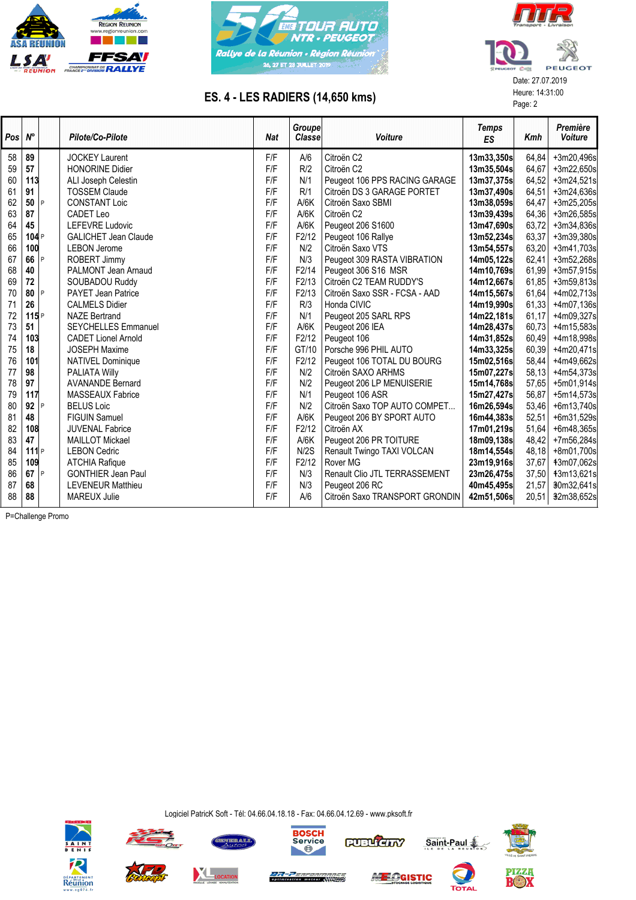Date: 27.07.2019
Heure: 14:31:00

## ES. 4 - LES RADIERS (14,650 kms)

| Pos | N° | | Pilote/Co-Pilote | Nat | Groupe Classe | Voiture | Temps ES | Kmh | Première Voiture |
|---|---|---|---|---|---|---|---|---|---|
| 58 | 89 | | JOCKEY Laurent | F/F | A/6 | Citroën C2 | 13m33,350s | 64,84 | +3m20,496s |
| 59 | 57 | | HONORINE Didier | F/F | R/2 | Citroën C2 | 13m35,504s | 64,67 | +3m22,650s |
| 60 | 113 | | ALI Joseph Celestin | F/F | N/1 | Peugeot 106 PPS RACING GARAGE | 13m37,375s | 64,52 | +3m24,521s |
| 61 | 91 | | TOSSEM Claude | F/F | R/1 | Citroën DS 3 GARAGE PORTET | 13m37,490s | 64,51 | +3m24,636s |
| 62 | 50 | P | CONSTANT Loic | F/F | A/6K | Citroën Saxo SBMI | 13m38,059s | 64,47 | +3m25,205s |
| 63 | 87 | | CADET Leo | F/F | A/6K | Citroën C2 | 13m39,439s | 64,36 | +3m26,585s |
| 64 | 45 | | LEFEVRE Ludovic | F/F | A/6K | Peugeot 206 S1600 | 13m47,690s | 63,72 | +3m34,836s |
| 65 | 104 | P | GALICHET Jean Claude | F/F | F2/12 | Peugeot 106 Rallye | 13m52,234s | 63,37 | +3m39,380s |
| 66 | 100 | | LEBON Jerome | F/F | N/2 | Citroën Saxo VTS | 13m54,557s | 63,20 | +3m41,703s |
| 67 | 66 | P | ROBERT Jimmy | F/F | N/3 | Peugeot 309 RASTA VIBRATION | 14m05,122s | 62,41 | +3m52,268s |
| 68 | 40 | | PALMONT Jean Arnaud | F/F | F2/14 | Peugeot 306 S16 MSR | 14m10,769s | 61,99 | +3m57,915s |
| 69 | 72 | | SOUBADOU Ruddy | F/F | F2/13 | Citroën C2 TEAM RUDDY'S | 14m12,667s | 61,85 | +3m59,813s |
| 70 | 80 | P | PAYET Jean Patrice | F/F | F2/13 | Citroën Saxo SSR - FCSA - AAD | 14m15,567s | 61,64 | +4m02,713s |
| 71 | 26 | | CALMELS Didier | F/F | R/3 | Honda CIVIC | 14m19,990s | 61,33 | +4m07,136s |
| 72 | 115 | P | NAZE Bertrand | F/F | N/1 | Peugeot 205 SARL RPS | 14m22,181s | 61,17 | +4m09,327s |
| 73 | 51 | | SEYCHELLES Emmanuel | F/F | A/6K | Peugeot 206 IEA | 14m28,437s | 60,73 | +4m15,583s |
| 74 | 103 | | CADET Lionel Arnold | F/F | F2/12 | Peugeot 106 | 14m31,852s | 60,49 | +4m18,998s |
| 75 | 18 | | JOSEPH Maxime | F/F | GT/10 | Porsche 996 PHIL AUTO | 14m33,325s | 60,39 | +4m20,471s |
| 76 | 101 | | NATIVEL Dominique | F/F | F2/12 | Peugeot 106 TOTAL DU BOURG | 15m02,516s | 58,44 | +4m49,662s |
| 77 | 98 | | PALIATA Willy | F/F | N/2 | Citroën SAXO ARHMS | 15m07,227s | 58,13 | +4m54,373s |
| 78 | 97 | | AVANANDE Bernard | F/F | N/2 | Peugeot 206 LP MENUISERIE | 15m14,768s | 57,65 | +5m01,914s |
| 79 | 117 | | MASSEAUX Fabrice | F/F | N/1 | Peugeot 106 ASR | 15m27,427s | 56,87 | +5m14,573s |
| 80 | 92 | P | BELUS Loic | F/F | N/2 | Citroën Saxo TOP AUTO COMPET... | 16m26,594s | 53,46 | +6m13,740s |
| 81 | 48 | | FIGUIN Samuel | F/F | A/6K | Peugeot 206 BY SPORT AUTO | 16m44,383s | 52,51 | +6m31,529s |
| 82 | 108 | | JUVENAL Fabrice | F/F | F2/12 | Citroën AX | 17m01,219s | 51,64 | +6m48,365s |
| 83 | 47 | | MAILLOT Mickael | F/F | A/6K | Peugeot 206 PR TOITURE | 18m09,138s | 48,42 | +7m56,284s |
| 84 | 111 | P | LEBON Cedric | F/F | N/2S | Renault Twingo TAXI VOLCAN | 18m14,554s | 48,18 | +8m01,700s |
| 85 | 109 | | ATCHIA Rafique | F/F | F2/12 | Rover MG | 23m19,916s | 37,67 | +13m07,062s |
| 86 | 67 | P | GONTHIER Jean Paul | F/F | N/3 | Renault Clio JTL TERRASSEMENT | 23m26,475s | 37,50 | +13m13,621s |
| 87 | 68 | | LEVENEUR Matthieu | F/F | N/3 | Peugeot 206 RC | 40m45,495s | 21,57 | +30m32,641s |
| 88 | 88 | | MAREUX Julie | F/F | A/6 | Citroën Saxo TRANSPORT GRONDIN | 42m51,506s | 20,51 | +32m38,652s |

P=Challenge Promo

Logiciel PatricK Soft - Tél: 04.66.04.18.18 - Fax: 04.66.04.12.69 - www.pksoft.fr